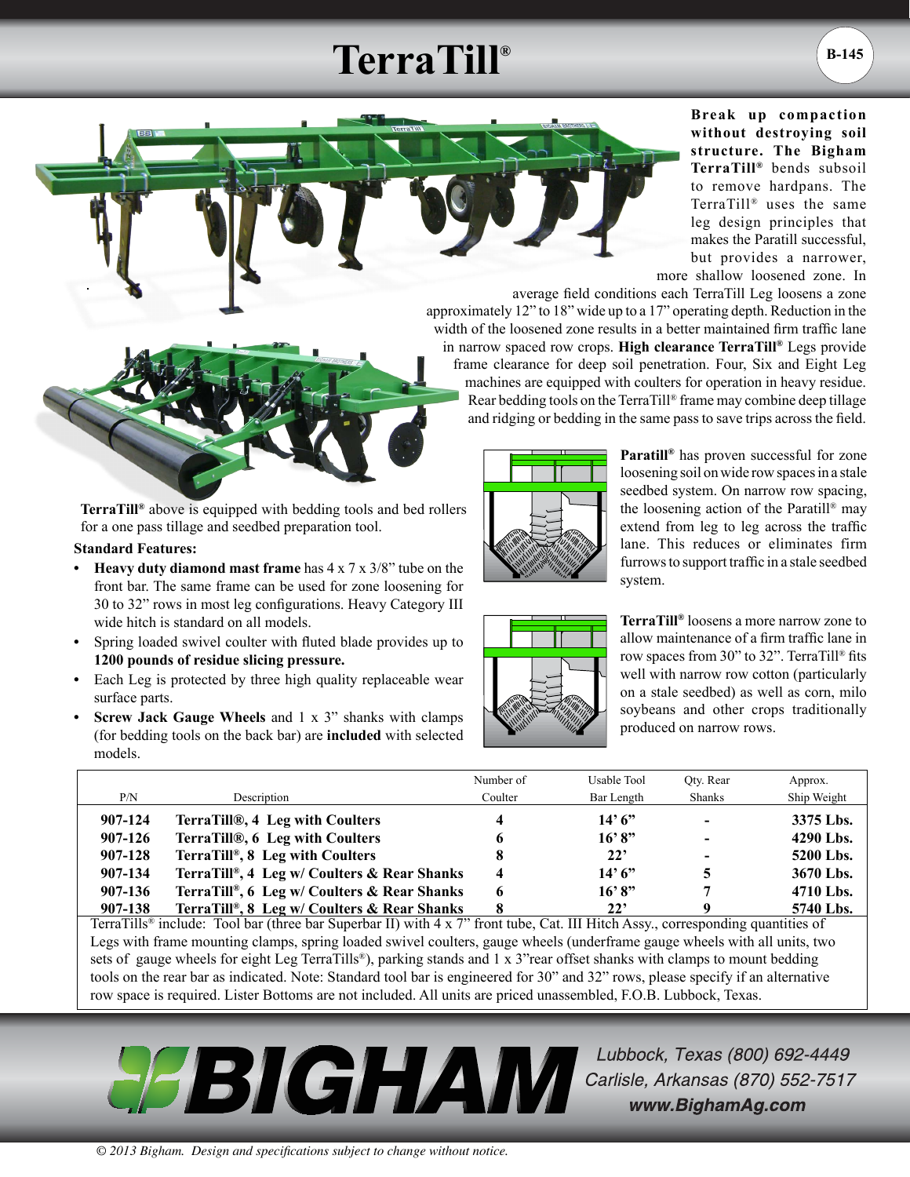# TerraTill®

**Break up compaction without destroying soil structure. The Bigham TerraTill®** bends subsoil to remove hardpans. The TerraTill® uses the same leg design principles that makes the Paratill successful, but provides a narrower, more shallow loosened zone. In average field conditions each TerraTill Leg loosens a zone approximately 12" to 18" wide up to a 17" operating depth. Reduction in the width of the loosened zone results in a better maintained firm traffic lane in narrow spaced row crops. **High clearance TerraTill®** Legs provide frame clearance for deep soil penetration. Four, Six and Eight Leg machines are equipped with coulters for operation in heavy residue. Rear bedding tools on the TerraTill® frame may combine deep tillage and ridging or bedding in the same pass to save trips across the field.

**TerraTill®** above is equipped with bedding tools and bed rollers for a one pass tillage and seedbed preparation tool.

**Standard Features:**

- **Heavy duty diamond mast frame** has 4 x 7 x 3/8" tube on the front bar. The same frame can be used for zone loosening for 30 to 32" rows in most leg configurations. Heavy Category III wide hitch is standard on all models.
- Spring loaded swivel coulter with fluted blade provides up to **1200 pounds of residue slicing pressure.**
- Each Leg is protected by three high quality replaceable wear surface parts.
- **Screw Jack Gauge Wheels** and 1 x 3" shanks with clamps (for bedding tools on the back bar) are **included** with selected models.

**Paratill®** has proven successful for zone loosening soil on wide row spaces in a stale seedbed system. On narrow row spacing, the loosening action of the Paratill® may extend from leg to leg across the traffic lane. This reduces or eliminates firm furrows to support traffic in a stale seedbed system.

**TerraTill®** loosens a more narrow zone to allow maintenance of a firm traffic lane in row spaces from 30" to 32". TerraTill® fits well with narrow row cotton (particularly on a stale seedbed) as well as corn, milo soybeans and other crops traditionally produced on narrow rows.

| P/N | Description | Number of Coulter | Usable Tool Bar Length | Qty. Rear Shanks | Approx. Ship Weight |
|---|---|---|---|---|---|
| **907-124** | **TerraTill®, 4 Leg with Coulters** | **4** | **14' 6"** | **-** | **3375 Lbs.** |
| **907-126** | **TerraTill®, 6 Leg with Coulters** | **6** | **16' 8"** | **-** | **4290 Lbs.** |
| **907-128** | **TerraTill®, 8 Leg with Coulters** | **8** | **22'** | **-** | **5200 Lbs.** |
| **907-134** | **TerraTill®, 4 Leg w/ Coulters & Rear Shanks** | **4** | **14' 6"** | **5** | **3670 Lbs.** |
| **907-136** | **TerraTill®, 6 Leg w/ Coulters & Rear Shanks** | **6** | **16' 8"** | **7** | **4710 Lbs.** |
| **907-138** | **TerraTill®, 8 Leg w/ Coulters & Rear Shanks** | **8** | **22'** | **9** | **5740 Lbs.** |

TerraTills® include: Tool bar (three bar Superbar II) with 4 x 7" front tube, Cat. III Hitch Assy., corresponding quantities of Legs with frame mounting clamps, spring loaded swivel coulters, gauge wheels (underframe gauge wheels with all units, two sets of gauge wheels for eight Leg TerraTills®), parking stands and 1 x 3" rear offset shanks with clamps to mount bedding tools on the rear bar as indicated. Note: Standard tool bar is engineered for 30" and 32" rows, please specify if an alternative row space is required. Lister Bottoms are not included. All units are priced unassembled, F.O.B. Lubbock, Texas.

**BIGHAM**

*Lubbock, Texas (800) 692-4449*
*Carlisle, Arkansas (870) 552-7517*
***www.BighamAg.com***

*© 2013 Bigham. Design and specifications subject to change without notice.*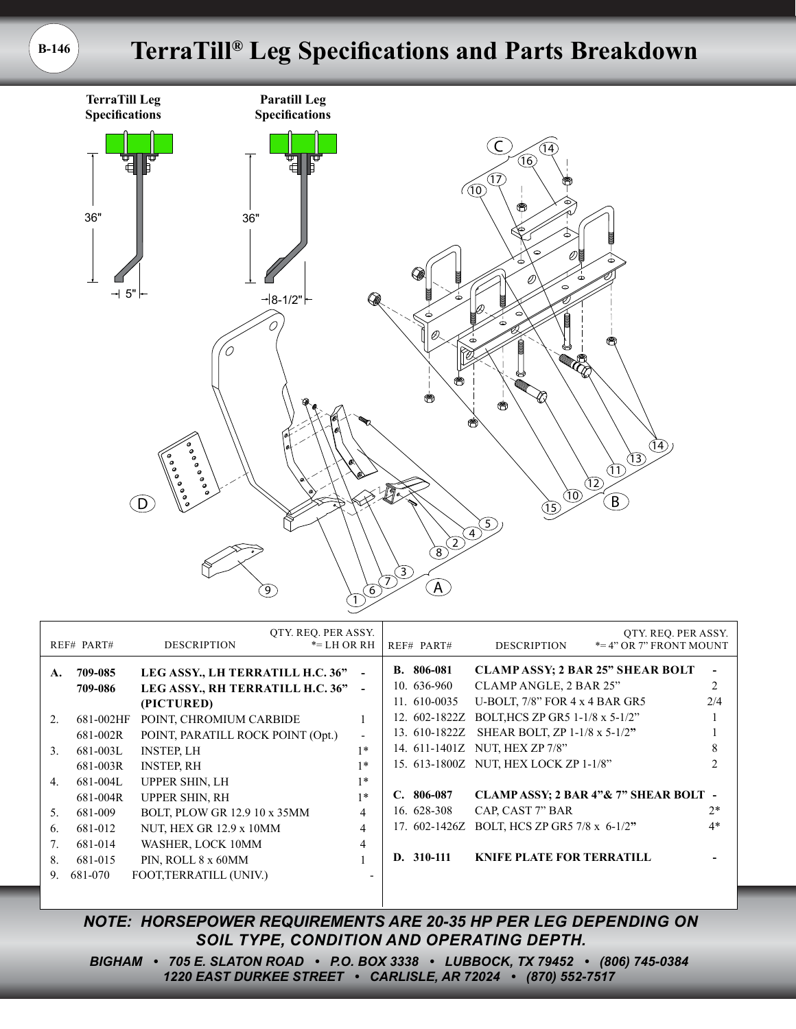# TerraTill® Leg Specifications and Parts Breakdown

**TerraTill Leg Specifications**

36"

5"

**Paratill Leg Specifications**

36"

8-1/2"

| REF# | PART# | DESCRIPTION | QTY. REQ. PER ASSY. *= LH OR RH |
|---|---|---|---|
| **A.** | **709-085** | **LEG ASSY., LH TERRATILL H.C. 36"** | - |
| | **709-086** | **LEG ASSY., RH TERRATILL H.C. 36" (PICTURED)** | - |
| 2. | 681-002HF | POINT, CHROMIUM CARBIDE | 1 |
| | 681-002R | POINT, PARATILL ROCK POINT (Opt.) | - |
| 3. | 681-003L | INSTEP, LH | 1* |
| | 681-003R | INSTEP, RH | 1* |
| 4. | 681-004L | UPPER SHIN, LH | 1* |
| | 681-004R | UPPER SHIN, RH | 1* |
| 5. | 681-009 | BOLT, PLOW GR 12.9 10 x 35MM | 4 |
| 6. | 681-012 | NUT, HEX GR 12.9 x 10MM | 4 |
| 7. | 681-014 | WASHER, LOCK 10MM | 4 |
| 8. | 681-015 | PIN, ROLL 8 x 60MM | 1 |
| 9. | 681-070 | FOOT,TERRATILL (UNIV.) | - |

| REF# | PART# | DESCRIPTION | QTY. REQ. PER ASSY. *= 4" OR 7" FRONT MOUNT |
|---|---|---|---|
| **B.** | **806-081** | **CLAMP ASSY; 2 BAR 25" SHEAR BOLT** | - |
| 10. | 636-960 | CLAMP ANGLE, 2 BAR 25" | 2 |
| 11. | 610-0035 | U-BOLT, 7/8" FOR 4 x 4 BAR GR5 | 2/4 |
| 12. | 602-1822Z | BOLT,HCS ZP GR5 1-1/8 x 5-1/2" | 1 |
| 13. | 610-1822Z | SHEAR BOLT, ZP 1-1/8 x 5-1/2" | 1 |
| 14. | 611-1401Z | NUT, HEX ZP 7/8" | 8 |
| 15. | 613-1800Z | NUT, HEX LOCK ZP 1-1/8" | 2 |
| **C.** | **806-087** | **CLAMP ASSY; 2 BAR 4"& 7" SHEAR BOLT** | - |
| 16. | 628-308 | CAP, CAST 7" BAR | 2* |
| 17. | 602-1426Z | BOLT, HCS ZP GR5 7/8 x 6-1/2" | 4* |
| **D.** | **310-111** | **KNIFE PLATE FOR TERRATILL** | - |

***NOTE: HORSEPOWER REQUIREMENTS ARE 20-35 HP PER LEG DEPENDING ON SOIL TYPE, CONDITION AND OPERATING DEPTH.***

*BIGHAM • 705 E. SLATON ROAD • P.O. BOX 3338 • LUBBOCK, TX 79452 • (806) 745-0384*
*1220 EAST DURKEE STREET • CARLISLE, AR 72024 • (870) 552-7517*